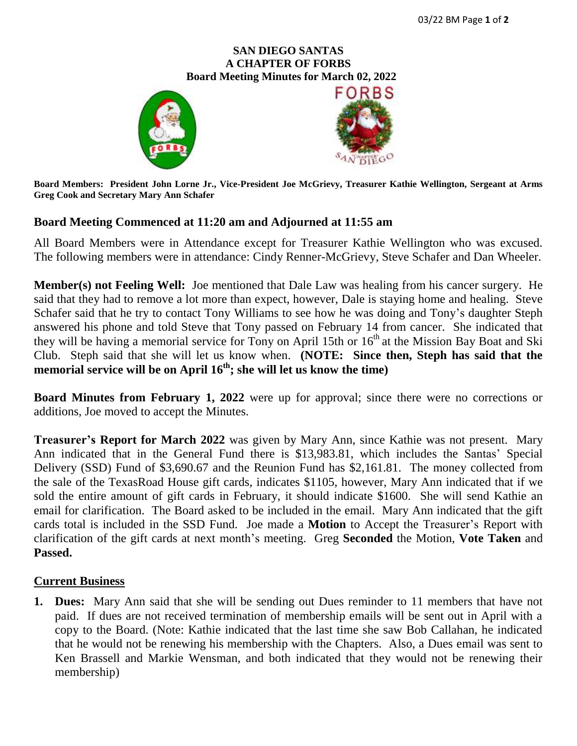# SAN DIEGO SANTAS
## A CHAPTER OF FORBS
## Board Meeting Minutes for March 02, 2022

**Board Members: President John Lorne Jr., Vice-President Joe McGrievy, Treasurer Kathie Wellington, Sergeant at Arms Greg Cook and Secretary Mary Ann Schafer**

### Board Meeting Commenced at 11:20 am and Adjourned at 11:55 am

All Board Members were in Attendance except for Treasurer Kathie Wellington who was excused. The following members were in attendance: Cindy Renner-McGrievy, Steve Schafer and Dan Wheeler.

**Member(s) not Feeling Well:** Joe mentioned that Dale Law was healing from his cancer surgery. He said that they had to remove a lot more than expect, however, Dale is staying home and healing. Steve Schafer said that he try to contact Tony Williams to see how he was doing and Tony's daughter Steph answered his phone and told Steve that Tony passed on February 14 from cancer. She indicated that they will be having a memorial service for Tony on April 15th or 16th at the Mission Bay Boat and Ski Club. Steph said that she will let us know when. **(NOTE: Since then, Steph has said that the memorial service will be on April 16th; she will let us know the time)**

**Board Minutes from February 1, 2022** were up for approval; since there were no corrections or additions, Joe moved to accept the Minutes.

**Treasurer's Report for March 2022** was given by Mary Ann, since Kathie was not present. Mary Ann indicated that in the General Fund there is $13,983.81, which includes the Santas' Special Delivery (SSD) Fund of $3,690.67 and the Reunion Fund has $2,161.81. The money collected from the sale of the TexasRoad House gift cards, indicates $1105, however, Mary Ann indicated that if we sold the entire amount of gift cards in February, it should indicate $1600. She will send Kathie an email for clarification. The Board asked to be included in the email. Mary Ann indicated that the gift cards total is included in the SSD Fund. Joe made a **Motion** to Accept the Treasurer's Report with clarification of the gift cards at next month's meeting. Greg **Seconded** the Motion, **Vote Taken** and **Passed.**

## Current Business

1. **Dues:** Mary Ann said that she will be sending out Dues reminder to 11 members that have not paid. If dues are not received termination of membership emails will be sent out in April with a copy to the Board. (Note: Kathie indicated that the last time she saw Bob Callahan, he indicated that he would not be renewing his membership with the Chapters. Also, a Dues email was sent to Ken Brassell and Markie Wensman, and both indicated that they would not be renewing their membership)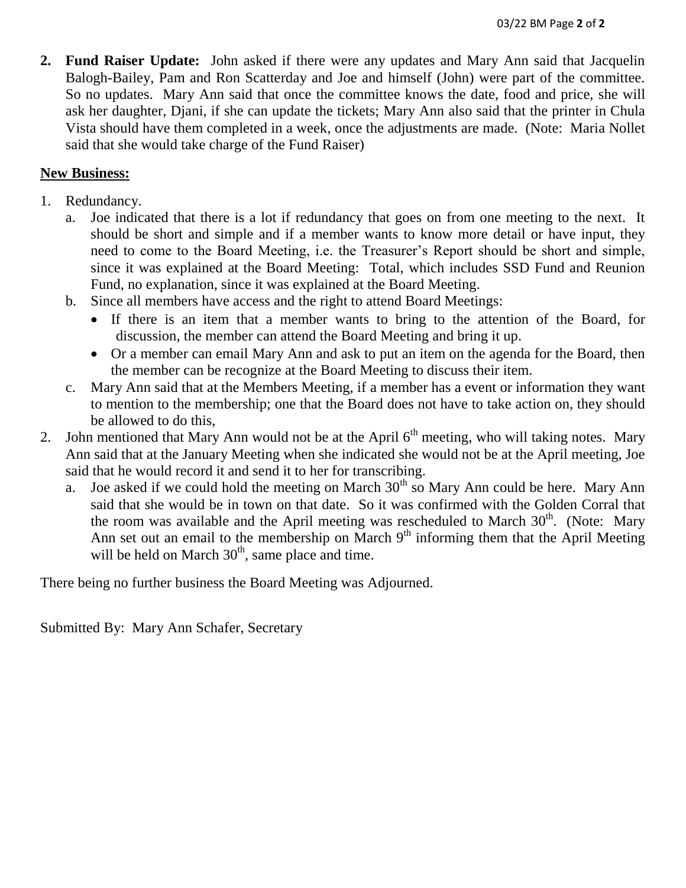**2. Fund Raiser Update:** John asked if there were any updates and Mary Ann said that Jacquelin Balogh-Bailey, Pam and Ron Scatterday and Joe and himself (John) were part of the committee. So no updates. Mary Ann said that once the committee knows the date, food and price, she will ask her daughter, Djani, if she can update the tickets; Mary Ann also said that the printer in Chula Vista should have them completed in a week, once the adjustments are made. (Note: Maria Nollet said that she would take charge of the Fund Raiser)

**New Business:**

1. Redundancy.
   a. Joe indicated that there is a lot if redundancy that goes on from one meeting to the next. It should be short and simple and if a member wants to know more detail or have input, they need to come to the Board Meeting, i.e. the Treasurer's Report should be short and simple, since it was explained at the Board Meeting: Total, which includes SSD Fund and Reunion Fund, no explanation, since it was explained at the Board Meeting.
   b. Since all members have access and the right to attend Board Meetings:
      - If there is an item that a member wants to bring to the attention of the Board, for discussion, the member can attend the Board Meeting and bring it up.
      - Or a member can email Mary Ann and ask to put an item on the agenda for the Board, then the member can be recognize at the Board Meeting to discuss their item.
   c. Mary Ann said that at the Members Meeting, if a member has a event or information they want to mention to the membership; one that the Board does not have to take action on, they should be allowed to do this,
2. John mentioned that Mary Ann would not be at the April 6th meeting, who will taking notes. Mary Ann said that at the January Meeting when she indicated she would not be at the April meeting, Joe said that he would record it and send it to her for transcribing.
   a. Joe asked if we could hold the meeting on March 30th so Mary Ann could be here. Mary Ann said that she would be in town on that date. So it was confirmed with the Golden Corral that the room was available and the April meeting was rescheduled to March 30th. (Note: Mary Ann set out an email to the membership on March 9th informing them that the April Meeting will be held on March 30th, same place and time.

There being no further business the Board Meeting was Adjourned.

Submitted By: Mary Ann Schafer, Secretary